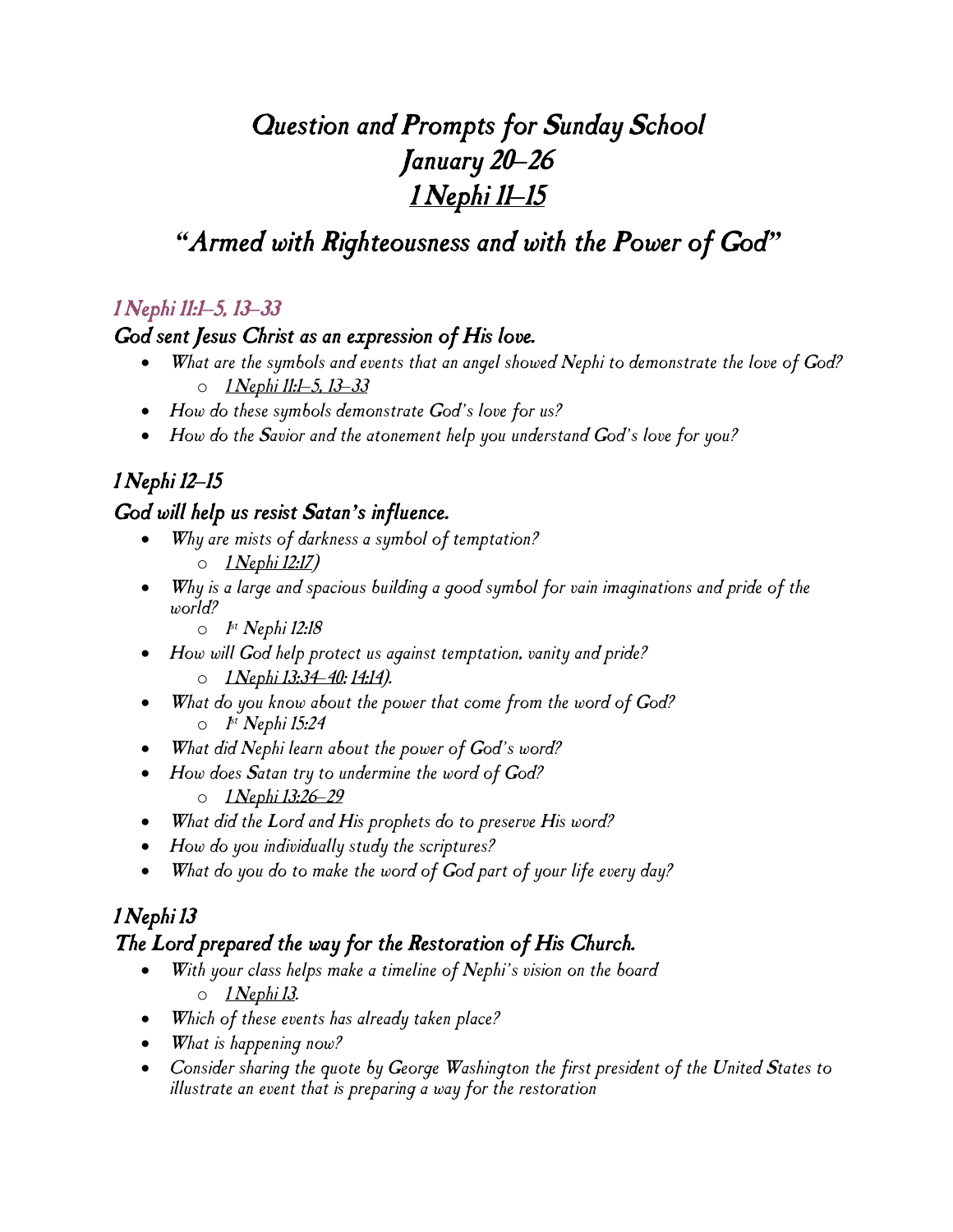# *Question and Prompts for Sunday School*
# *January 20–26*
# *1 Nephi 11–15*

## *"Armed with Righteousness and with the Power of God"*

### *1 Nephi 11:1–5, 13–33*

### *God sent Jesus Christ as an expression of His love.*

- *What are the symbols and events that an angel showed Nephi to demonstrate the love of God?*
  - *1 Nephi 11:1–5, 13–33*
- *How do these symbols demonstrate God's love for us?*
- *How do the Savior and the atonement help you understand God's love for you?*

### *1 Nephi 12–15*

### *God will help us resist Satan's influence.*

- *Why are mists of darkness a symbol of temptation?*
  - *1 Nephi 12:17)*
- *Why is a large and spacious building a good symbol for vain imaginations and pride of the world?*
  - *1st Nephi 12:18*
- *How will God help protect us against temptation, vanity and pride?*
  - *1 Nephi 13:34–40; 14:14).*
- *What do you know about the power that come from the word of God?*
  - *1st Nephi 15:24*
- *What did Nephi learn about the power of God's word?*
- *How does Satan try to undermine the word of God?*
  - *1 Nephi 13:26–29*
- *What did the Lord and His prophets do to preserve His word?*
- *How do you individually study the scriptures?*
- *What do you do to make the word of God part of your life every day?*

### *1 Nephi 13*

### *The Lord prepared the way for the Restoration of His Church.*

- *With your class helps make a timeline of Nephi's vision on the board*
  - *1 Nephi 13.*
- *Which of these events has already taken place?*
- *What is happening now?*
- *Consider sharing the quote by George Washington the first president of the United States to illustrate an event that is preparing a way for the restoration*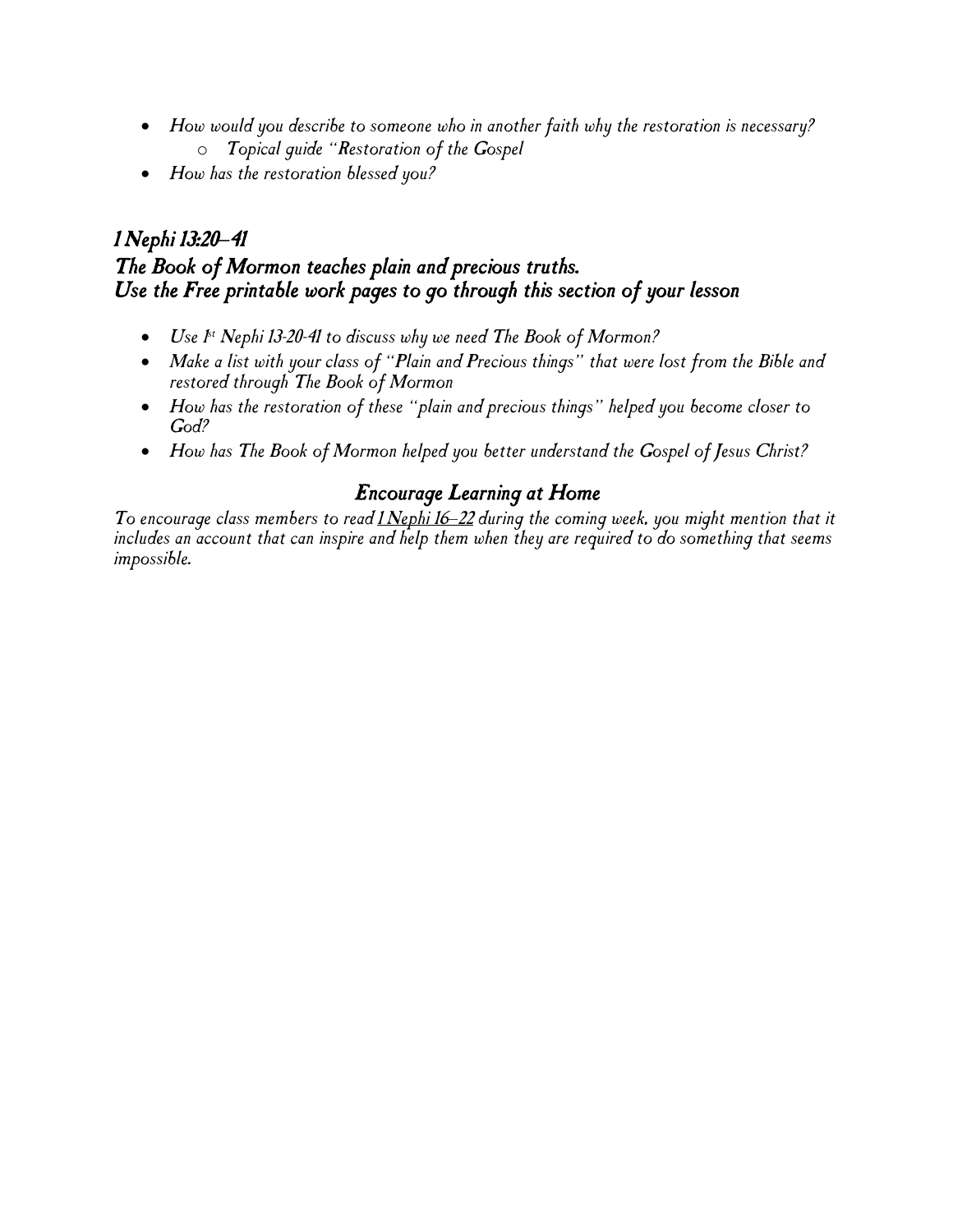- *How would you describe to someone who in another faith why the restoration is necessary?*
    - *Topical guide "Restoration of the Gospel*
- *How has the restoration blessed you?*

### *1 Nephi 13:20–41*
### *The Book of Mormon teaches plain and precious truths.*
### *Use the Free printable work pages to go through this section of your lesson*

- *Use 1st Nephi 13-20-41 to discuss why we need The Book of Mormon?*
- *Make a list with your class of "Plain and Precious things" that were lost from the Bible and restored through The Book of Mormon*
- *How has the restoration of these "plain and precious things" helped you become closer to God?*
- *How has The Book of Mormon helped you better understand the Gospel of Jesus Christ?*

## *Encourage Learning at Home*

*To encourage class members to read 1 Nephi 16–22 during the coming week, you might mention that it includes an account that can inspire and help them when they are required to do something that seems impossible.*